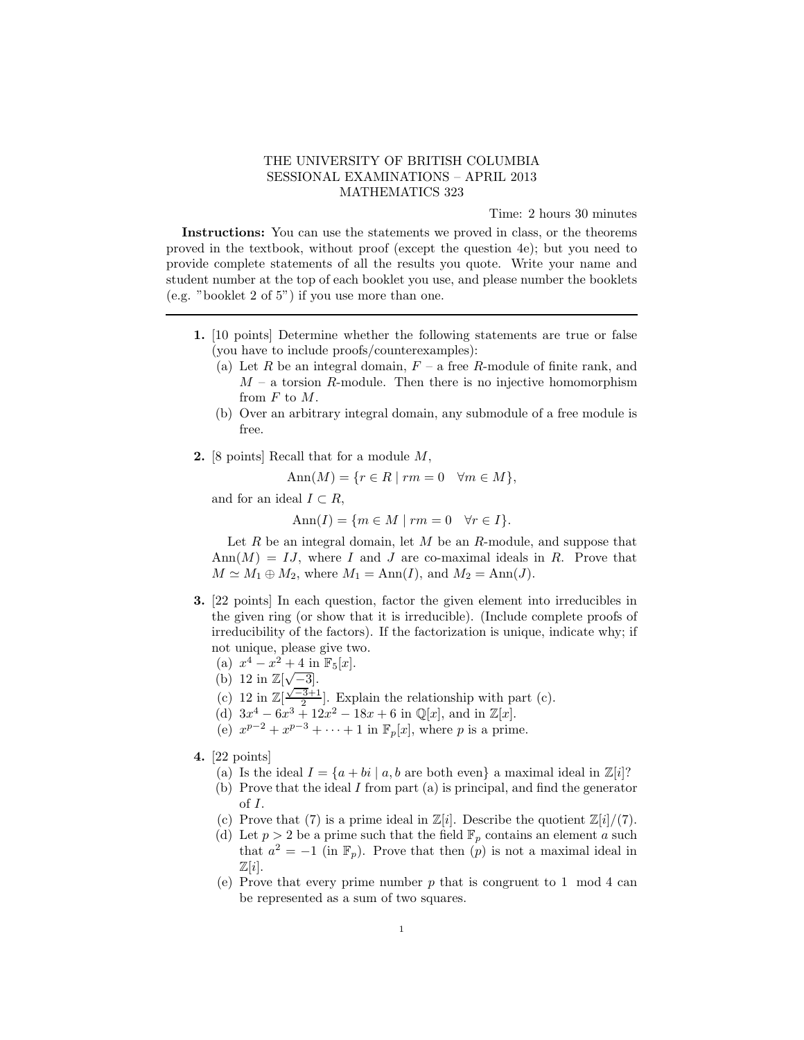# THE UNIVERSITY OF BRITISH COLUMBIA
## SESSIONAL EXAMINATIONS – APRIL 2013
## MATHEMATICS 323

Time: 2 hours 30 minutes

**Instructions:** You can use the statements we proved in class, or the theorems proved in the textbook, without proof (except the question 4e); but you need to provide complete statements of all the results you quote. Write your name and student number at the top of each booklet you use, and please number the booklets (e.g. "booklet 2 of 5") if you use more than one.

---

**1.** [10 points] Determine whether the following statements are true or false (you have to include proofs/counterexamples):

(a) Let $R$ be an integral domain, $F$ – a free $R$-module of finite rank, and $M$ – a torsion $R$-module. Then there is no injective homomorphism from $F$ to $M$.

(b) Over an arbitrary integral domain, any submodule of a free module is free.

**2.** [8 points] Recall that for a module $M$,

$$\mathrm{Ann}(M) = \{r \in R \mid rm = 0 \quad \forall m \in M\},$$

and for an ideal $I \subset R$,

$$\mathrm{Ann}(I) = \{m \in M \mid rm = 0 \quad \forall r \in I\}.$$

Let $R$ be an integral domain, let $M$ be an $R$-module, and suppose that $\mathrm{Ann}(M) = IJ$, where $I$ and $J$ are co-maximal ideals in $R$. Prove that $M \simeq M_1 \oplus M_2$, where $M_1 = \mathrm{Ann}(I)$, and $M_2 = \mathrm{Ann}(J)$.

**3.** [22 points] In each question, factor the given element into irreducibles in the given ring (or show that it is irreducible). (Include complete proofs of irreducibility of the factors). If the factorization is unique, indicate why; if not unique, please give two.

(a) $x^4 - x^2 + 4$ in $\mathbb{F}_5[x]$.

(b) 12 in $\mathbb{Z}[\sqrt{-3}]$.

(c) 12 in $\mathbb{Z}[\frac{\sqrt{-3}+1}{2}]$. Explain the relationship with part (c).

(d) $3x^4 - 6x^3 + 12x^2 - 18x + 6$ in $\mathbb{Q}[x]$, and in $\mathbb{Z}[x]$.

(e) $x^{p-2} + x^{p-3} + \cdots + 1$ in $\mathbb{F}_p[x]$, where $p$ is a prime.

**4.** [22 points]

(a) Is the ideal $I = \{a + bi \mid a, b \text{ are both even}\}$ a maximal ideal in $\mathbb{Z}[i]$?

(b) Prove that the ideal $I$ from part (a) is principal, and find the generator of $I$.

(c) Prove that $(7)$ is a prime ideal in $\mathbb{Z}[i]$. Describe the quotient $\mathbb{Z}[i]/(7)$.

(d) Let $p > 2$ be a prime such that the field $\mathbb{F}_p$ contains an element $a$ such that $a^2 = -1$ (in $\mathbb{F}_p$). Prove that then $(p)$ is not a maximal ideal in $\mathbb{Z}[i]$.

(e) Prove that every prime number $p$ that is congruent to $1 \mod 4$ can be represented as a sum of two squares.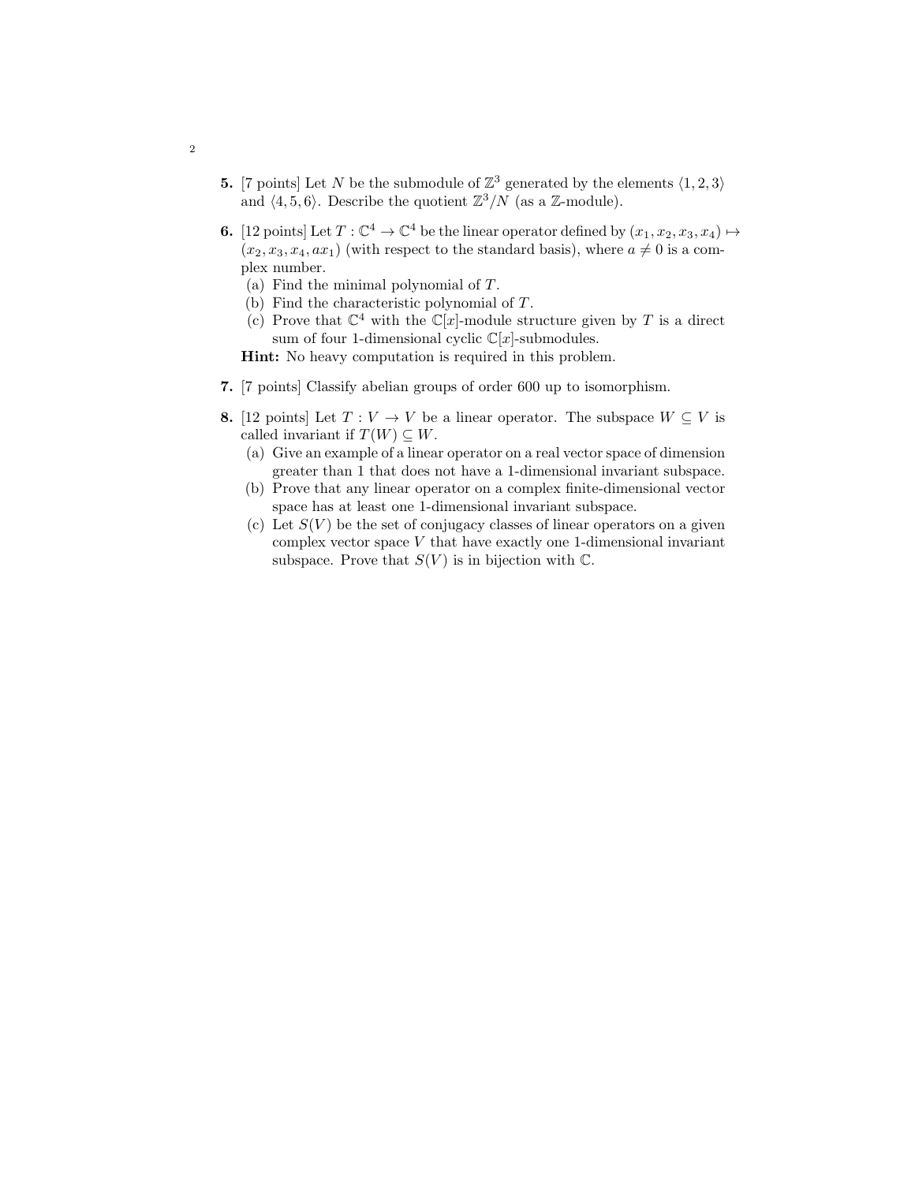**5.** [7 points] Let $N$ be the submodule of $\mathbb{Z}^3$ generated by the elements $\langle 1, 2, 3\rangle$ and $\langle 4, 5, 6\rangle$. Describe the quotient $\mathbb{Z}^3/N$ (as a $\mathbb{Z}$-module).

**6.** [12 points] Let $T : \mathbb{C}^4 \to \mathbb{C}^4$ be the linear operator defined by $(x_1, x_2, x_3, x_4) \mapsto (x_2, x_3, x_4, ax_1)$ (with respect to the standard basis), where $a \neq 0$ is a complex number.

(a) Find the minimal polynomial of $T$.

(b) Find the characteristic polynomial of $T$.

(c) Prove that $\mathbb{C}^4$ with the $\mathbb{C}[x]$-module structure given by $T$ is a direct sum of four 1-dimensional cyclic $\mathbb{C}[x]$-submodules.

**Hint:** No heavy computation is required in this problem.

**7.** [7 points] Classify abelian groups of order 600 up to isomorphism.

**8.** [12 points] Let $T : V \to V$ be a linear operator. The subspace $W \subseteq V$ is called invariant if $T(W) \subseteq W$.

(a) Give an example of a linear operator on a real vector space of dimension greater than 1 that does not have a 1-dimensional invariant subspace.

(b) Prove that any linear operator on a complex finite-dimensional vector space has at least one 1-dimensional invariant subspace.

(c) Let $S(V)$ be the set of conjugacy classes of linear operators on a given complex vector space $V$ that have exactly one 1-dimensional invariant subspace. Prove that $S(V)$ is in bijection with $\mathbb{C}$.